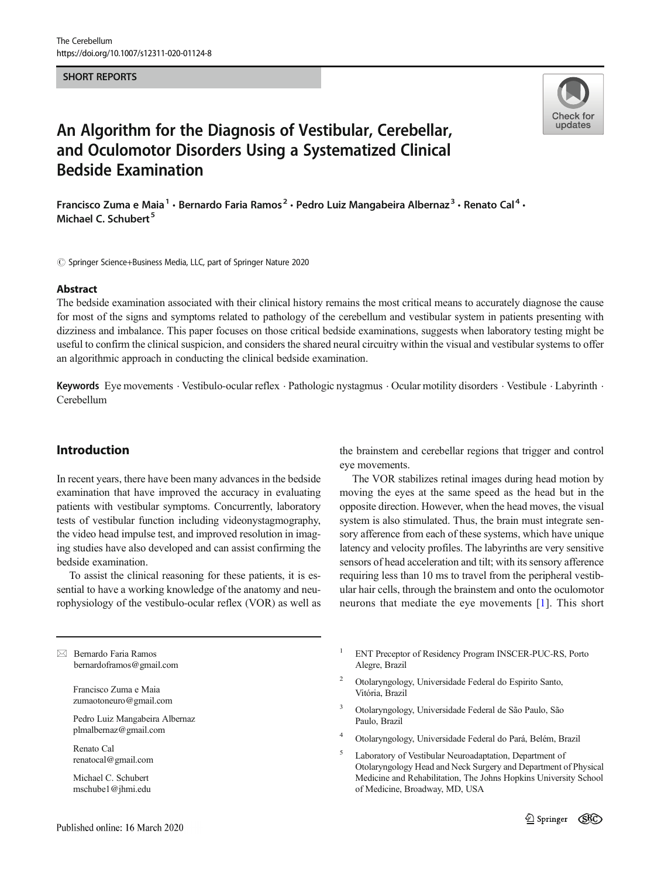SHORT REPORTS

# An Algorithm for the Diagnosis of Vestibular, Cerebellar, and Oculomotor Disorders Using a Systematized Clinical Bedside Examination

Francisco Zuma e Maia[1] · Bernardo Faria Ramos[2] · Pedro Luiz Mangabeira Albernaz[3] · Renato Cal[4] · Michael C. Schubert[5]

© Springer Science+Business Media, LLC, part of Springer Nature 2020

## Abstract

The bedside examination associated with their clinical history remains the most critical means to accurately diagnose the cause for most of the signs and symptoms related to pathology of the cerebellum and vestibular system in patients presenting with dizziness and imbalance. This paper focuses on those critical bedside examinations, suggests when laboratory testing might be useful to confirm the clinical suspicion, and considers the shared neural circuitry within the visual and vestibular systems to offer an algorithmic approach in conducting the clinical bedside examination.

**Keywords** Eye movements · Vestibulo-ocular reflex · Pathologic nystagmus · Ocular motility disorders · Vestibule · Labyrinth · Cerebellum

## Introduction

In recent years, there have been many advances in the bedside examination that have improved the accuracy in evaluating patients with vestibular symptoms. Concurrently, laboratory tests of vestibular function including videonystagmography, the video head impulse test, and improved resolution in imaging studies have also developed and can assist confirming the bedside examination.

To assist the clinical reasoning for these patients, it is essential to have a working knowledge of the anatomy and neurophysiology of the vestibulo-ocular reflex (VOR) as well as the brainstem and cerebellar regions that trigger and control eye movements.

The VOR stabilizes retinal images during head motion by moving the eyes at the same speed as the head but in the opposite direction. However, when the head moves, the visual system is also stimulated. Thus, the brain must integrate sensory afference from each of these systems, which have unique latency and velocity profiles. The labyrinths are very sensitive sensors of head acceleration and tilt; with its sensory afference requiring less than 10 ms to travel from the peripheral vestibular hair cells, through the brainstem and onto the oculomotor neurons that mediate the eye movements [1]. This short

---

✉ Bernardo Faria Ramos
bernardoframos@gmail.com

Francisco Zuma e Maia
zumaotoneuro@gmail.com

Pedro Luiz Mangabeira Albernaz
plmalbernaz@gmail.com

Renato Cal
renatocal@gmail.com

Michael C. Schubert
mschube1@jhmi.edu

[1] ENT Preceptor of Residency Program INSCER-PUC-RS, Porto Alegre, Brazil

[2] Otolaryngology, Universidade Federal do Espirito Santo, Vitória, Brazil

[3] Otolaryngology, Universidade Federal de São Paulo, São Paulo, Brazil

[4] Otolaryngology, Universidade Federal do Pará, Belém, Brazil

[5] Laboratory of Vestibular Neuroadaptation, Department of Otolaryngology Head and Neck Surgery and Department of Physical Medicine and Rehabilitation, The Johns Hopkins University School of Medicine, Broadway, MD, USA

Published online: 16 March 2020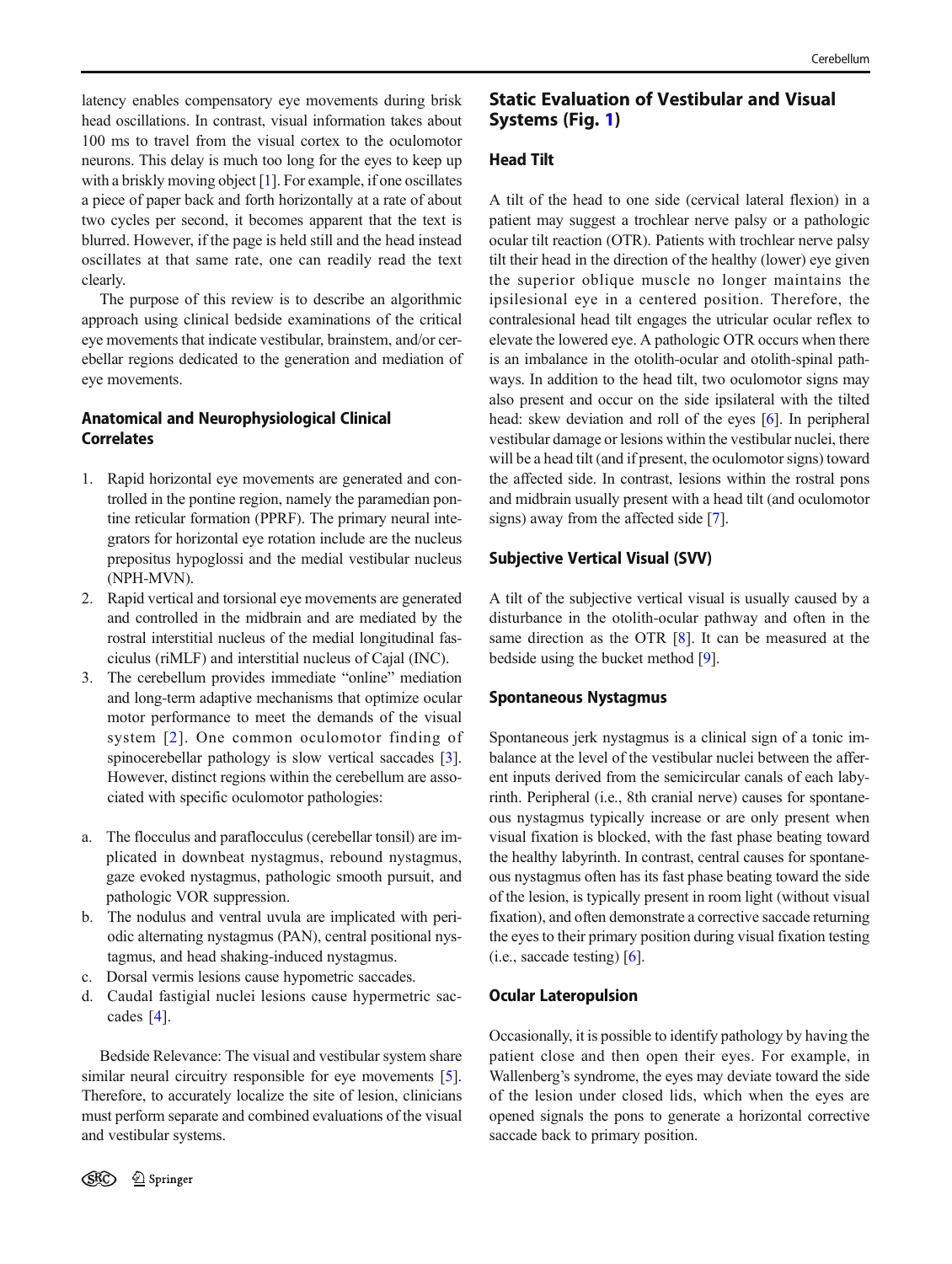latency enables compensatory eye movements during brisk head oscillations. In contrast, visual information takes about 100 ms to travel from the visual cortex to the oculomotor neurons. This delay is much too long for the eyes to keep up with a briskly moving object [1]. For example, if one oscillates a piece of paper back and forth horizontally at a rate of about two cycles per second, it becomes apparent that the text is blurred. However, if the page is held still and the head instead oscillates at that same rate, one can readily read the text clearly.

The purpose of this review is to describe an algorithmic approach using clinical bedside examinations of the critical eye movements that indicate vestibular, brainstem, and/or cerebellar regions dedicated to the generation and mediation of eye movements.

### Anatomical and Neurophysiological Clinical Correlates

1. Rapid horizontal eye movements are generated and controlled in the pontine region, namely the paramedian pontine reticular formation (PPRF). The primary neural integrators for horizontal eye rotation include are the nucleus prepositus hypoglossi and the medial vestibular nucleus (NPH-MVN).
2. Rapid vertical and torsional eye movements are generated and controlled in the midbrain and are mediated by the rostral interstitial nucleus of the medial longitudinal fasciculus (riMLF) and interstitial nucleus of Cajal (INC).
3. The cerebellum provides immediate "online" mediation and long-term adaptive mechanisms that optimize ocular motor performance to meet the demands of the visual system [2]. One common oculomotor finding of spinocerebellar pathology is slow vertical saccades [3]. However, distinct regions within the cerebellum are associated with specific oculomotor pathologies:

a. The flocculus and paraflocculus (cerebellar tonsil) are implicated in downbeat nystagmus, rebound nystagmus, gaze evoked nystagmus, pathologic smooth pursuit, and pathologic VOR suppression.
b. The nodulus and ventral uvula are implicated with periodic alternating nystagmus (PAN), central positional nystagmus, and head shaking-induced nystagmus.
c. Dorsal vermis lesions cause hypometric saccades.
d. Caudal fastigial nuclei lesions cause hypermetric saccades [4].

Bedside Relevance: The visual and vestibular system share similar neural circuitry responsible for eye movements [5]. Therefore, to accurately localize the site of lesion, clinicians must perform separate and combined evaluations of the visual and vestibular systems.

## Static Evaluation of Vestibular and Visual Systems (Fig. 1)

### Head Tilt

A tilt of the head to one side (cervical lateral flexion) in a patient may suggest a trochlear nerve palsy or a pathologic ocular tilt reaction (OTR). Patients with trochlear nerve palsy tilt their head in the direction of the healthy (lower) eye given the superior oblique muscle no longer maintains the ipsilesional eye in a centered position. Therefore, the contralesional head tilt engages the utricular ocular reflex to elevate the lowered eye. A pathologic OTR occurs when there is an imbalance in the otolith-ocular and otolith-spinal pathways. In addition to the head tilt, two oculomotor signs may also present and occur on the side ipsilateral with the tilted head: skew deviation and roll of the eyes [6]. In peripheral vestibular damage or lesions within the vestibular nuclei, there will be a head tilt (and if present, the oculomotor signs) toward the affected side. In contrast, lesions within the rostral pons and midbrain usually present with a head tilt (and oculomotor signs) away from the affected side [7].

### Subjective Vertical Visual (SVV)

A tilt of the subjective vertical visual is usually caused by a disturbance in the otolith-ocular pathway and often in the same direction as the OTR [8]. It can be measured at the bedside using the bucket method [9].

### Spontaneous Nystagmus

Spontaneous jerk nystagmus is a clinical sign of a tonic imbalance at the level of the vestibular nuclei between the afferent inputs derived from the semicircular canals of each labyrinth. Peripheral (i.e., 8th cranial nerve) causes for spontaneous nystagmus typically increase or are only present when visual fixation is blocked, with the fast phase beating toward the healthy labyrinth. In contrast, central causes for spontaneous nystagmus often has its fast phase beating toward the side of the lesion, is typically present in room light (without visual fixation), and often demonstrate a corrective saccade returning the eyes to their primary position during visual fixation testing (i.e., saccade testing) [6].

### Ocular Lateropulsion

Occasionally, it is possible to identify pathology by having the patient close and then open their eyes. For example, in Wallenberg's syndrome, the eyes may deviate toward the side of the lesion under closed lids, which when the eyes are opened signals the pons to generate a horizontal corrective saccade back to primary position.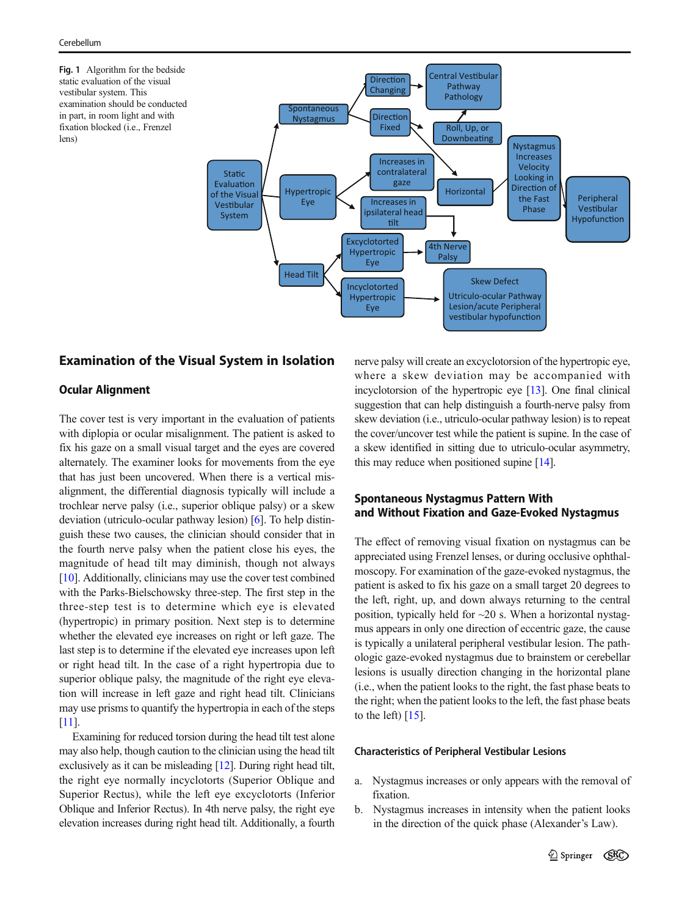Fig. 1 Algorithm for the bedside static evaluation of the visual vestibular system. This examination should be conducted in part, in room light and with fixation blocked (i.e., Frenzel lens)

## Examination of the Visual System in Isolation

### Ocular Alignment

The cover test is very important in the evaluation of patients with diplopia or ocular misalignment. The patient is asked to fix his gaze on a small visual target and the eyes are covered alternately. The examiner looks for movements from the eye that has just been uncovered. When there is a vertical misalignment, the differential diagnosis typically will include a trochlear nerve palsy (i.e., superior oblique palsy) or a skew deviation (utriculo-ocular pathway lesion) [6]. To help distinguish these two causes, the clinician should consider that in the fourth nerve palsy when the patient close his eyes, the magnitude of head tilt may diminish, though not always [10]. Additionally, clinicians may use the cover test combined with the Parks-Bielschowsky three-step. The first step in the three-step test is to determine which eye is elevated (hypertropic) in primary position. Next step is to determine whether the elevated eye increases on right or left gaze. The last step is to determine if the elevated eye increases upon left or right head tilt. In the case of a right hypertropia due to superior oblique palsy, the magnitude of the right eye elevation will increase in left gaze and right head tilt. Clinicians may use prisms to quantify the hypertropia in each of the steps [11].

Examining for reduced torsion during the head tilt test alone may also help, though caution to the clinician using the head tilt exclusively as it can be misleading [12]. During right head tilt, the right eye normally incyclotorts (Superior Oblique and Superior Rectus), while the left eye excyclotorts (Inferior Oblique and Inferior Rectus). In 4th nerve palsy, the right eye elevation increases during right head tilt. Additionally, a fourth nerve palsy will create an excyclotorsion of the hypertropic eye, where a skew deviation may be accompanied with incyclotorsion of the hypertropic eye [13]. One final clinical suggestion that can help distinguish a fourth-nerve palsy from skew deviation (i.e., utriculo-ocular pathway lesion) is to repeat the cover/uncover test while the patient is supine. In the case of a skew identified in sitting due to utriculo-ocular asymmetry, this may reduce when positioned supine [14].

### Spontaneous Nystagmus Pattern With and Without Fixation and Gaze-Evoked Nystagmus

The effect of removing visual fixation on nystagmus can be appreciated using Frenzel lenses, or during occlusive ophthalmoscopy. For examination of the gaze-evoked nystagmus, the patient is asked to fix his gaze on a small target 20 degrees to the left, right, up, and down always returning to the central position, typically held for ~20 s. When a horizontal nystagmus appears in only one direction of eccentric gaze, the cause is typically a unilateral peripheral vestibular lesion. The pathologic gaze-evoked nystagmus due to brainstem or cerebellar lesions is usually direction changing in the horizontal plane (i.e., when the patient looks to the right, the fast phase beats to the right; when the patient looks to the left, the fast phase beats to the left) [15].

#### Characteristics of Peripheral Vestibular Lesions

a. Nystagmus increases or only appears with the removal of fixation.
b. Nystagmus increases in intensity when the patient looks in the direction of the quick phase (Alexander's Law).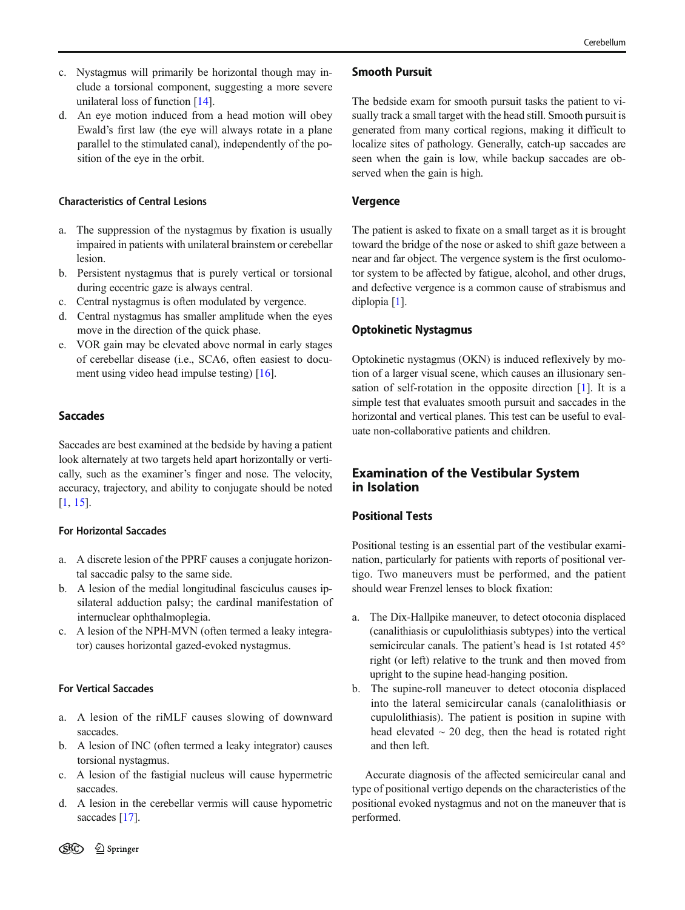c. Nystagmus will primarily be horizontal though may include a torsional component, suggesting a more severe unilateral loss of function [14].
d. An eye motion induced from a head motion will obey Ewald's first law (the eye will always rotate in a plane parallel to the stimulated canal), independently of the position of the eye in the orbit.

#### Characteristics of Central Lesions

a. The suppression of the nystagmus by fixation is usually impaired in patients with unilateral brainstem or cerebellar lesion.
b. Persistent nystagmus that is purely vertical or torsional during eccentric gaze is always central.
c. Central nystagmus is often modulated by vergence.
d. Central nystagmus has smaller amplitude when the eyes move in the direction of the quick phase.
e. VOR gain may be elevated above normal in early stages of cerebellar disease (i.e., SCA6, often easiest to document using video head impulse testing) [16].

### Saccades

Saccades are best examined at the bedside by having a patient look alternately at two targets held apart horizontally or vertically, such as the examiner's finger and nose. The velocity, accuracy, trajectory, and ability to conjugate should be noted [1, 15].

#### For Horizontal Saccades

a. A discrete lesion of the PPRF causes a conjugate horizontal saccadic palsy to the same side.
b. A lesion of the medial longitudinal fasciculus causes ipsilateral adduction palsy; the cardinal manifestation of internuclear ophthalmoplegia.
c. A lesion of the NPH-MVN (often termed a leaky integrator) causes horizontal gazed-evoked nystagmus.

#### For Vertical Saccades

a. A lesion of the riMLF causes slowing of downward saccades.
b. A lesion of INC (often termed a leaky integrator) causes torsional nystagmus.
c. A lesion of the fastigial nucleus will cause hypermetric saccades.
d. A lesion in the cerebellar vermis will cause hypometric saccades [17].

### Smooth Pursuit

The bedside exam for smooth pursuit tasks the patient to visually track a small target with the head still. Smooth pursuit is generated from many cortical regions, making it difficult to localize sites of pathology. Generally, catch-up saccades are seen when the gain is low, while backup saccades are observed when the gain is high.

### Vergence

The patient is asked to fixate on a small target as it is brought toward the bridge of the nose or asked to shift gaze between a near and far object. The vergence system is the first oculomotor system to be affected by fatigue, alcohol, and other drugs, and defective vergence is a common cause of strabismus and diplopia [1].

### Optokinetic Nystagmus

Optokinetic nystagmus (OKN) is induced reflexively by motion of a larger visual scene, which causes an illusionary sensation of self-rotation in the opposite direction [1]. It is a simple test that evaluates smooth pursuit and saccades in the horizontal and vertical planes. This test can be useful to evaluate non-collaborative patients and children.

## Examination of the Vestibular System in Isolation

### Positional Tests

Positional testing is an essential part of the vestibular examination, particularly for patients with reports of positional vertigo. Two maneuvers must be performed, and the patient should wear Frenzel lenses to block fixation:

a. The Dix-Hallpike maneuver, to detect otoconia displaced (canalithiasis or cupulolithiasis subtypes) into the vertical semicircular canals. The patient's head is 1st rotated 45° right (or left) relative to the trunk and then moved from upright to the supine head-hanging position.
b. The supine-roll maneuver to detect otoconia displaced into the lateral semicircular canals (canalolithiasis or cupulolithiasis). The patient is position in supine with head elevated ~ 20 deg, then the head is rotated right and then left.

Accurate diagnosis of the affected semicircular canal and type of positional vertigo depends on the characteristics of the positional evoked nystagmus and not on the maneuver that is performed.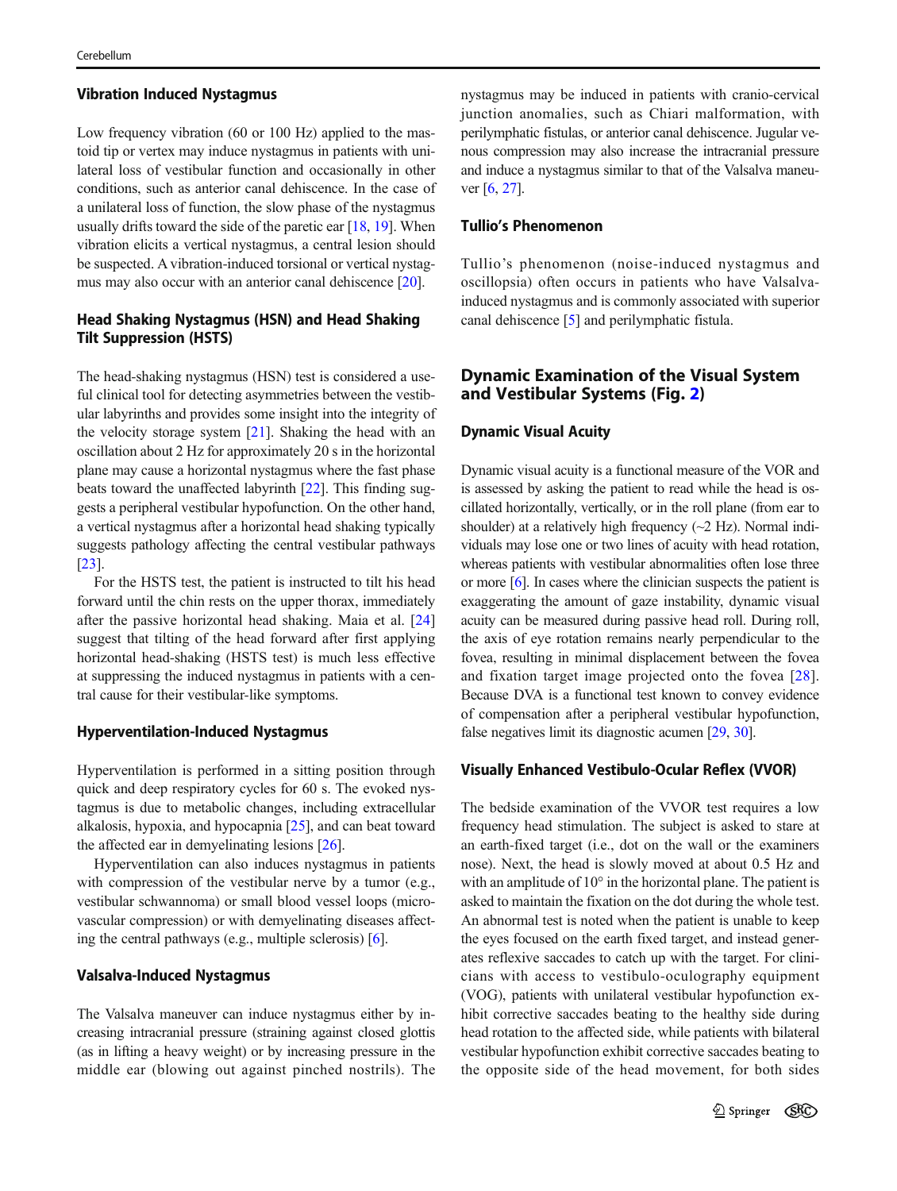### Vibration Induced Nystagmus

Low frequency vibration (60 or 100 Hz) applied to the mastoid tip or vertex may induce nystagmus in patients with unilateral loss of vestibular function and occasionally in other conditions, such as anterior canal dehiscence. In the case of a unilateral loss of function, the slow phase of the nystagmus usually drifts toward the side of the paretic ear [18, 19]. When vibration elicits a vertical nystagmus, a central lesion should be suspected. A vibration-induced torsional or vertical nystagmus may also occur with an anterior canal dehiscence [20].

### Head Shaking Nystagmus (HSN) and Head Shaking Tilt Suppression (HSTS)

The head-shaking nystagmus (HSN) test is considered a useful clinical tool for detecting asymmetries between the vestibular labyrinths and provides some insight into the integrity of the velocity storage system [21]. Shaking the head with an oscillation about 2 Hz for approximately 20 s in the horizontal plane may cause a horizontal nystagmus where the fast phase beats toward the unaffected labyrinth [22]. This finding suggests a peripheral vestibular hypofunction. On the other hand, a vertical nystagmus after a horizontal head shaking typically suggests pathology affecting the central vestibular pathways [23].

For the HSTS test, the patient is instructed to tilt his head forward until the chin rests on the upper thorax, immediately after the passive horizontal head shaking. Maia et al. [24] suggest that tilting of the head forward after first applying horizontal head-shaking (HSTS test) is much less effective at suppressing the induced nystagmus in patients with a central cause for their vestibular-like symptoms.

### Hyperventilation-Induced Nystagmus

Hyperventilation is performed in a sitting position through quick and deep respiratory cycles for 60 s. The evoked nystagmus is due to metabolic changes, including extracellular alkalosis, hypoxia, and hypocapnia [25], and can beat toward the affected ear in demyelinating lesions [26].

Hyperventilation can also induces nystagmus in patients with compression of the vestibular nerve by a tumor (e.g., vestibular schwannoma) or small blood vessel loops (microvascular compression) or with demyelinating diseases affecting the central pathways (e.g., multiple sclerosis) [6].

### Valsalva-Induced Nystagmus

The Valsalva maneuver can induce nystagmus either by increasing intracranial pressure (straining against closed glottis (as in lifting a heavy weight) or by increasing pressure in the middle ear (blowing out against pinched nostrils). The nystagmus may be induced in patients with cranio-cervical junction anomalies, such as Chiari malformation, with perilymphatic fistulas, or anterior canal dehiscence. Jugular venous compression may also increase the intracranial pressure and induce a nystagmus similar to that of the Valsalva maneuver [6, 27].

### Tullio's Phenomenon

Tullio's phenomenon (noise-induced nystagmus and oscillopsia) often occurs in patients who have Valsalva-induced nystagmus and is commonly associated with superior canal dehiscence [5] and perilymphatic fistula.

## Dynamic Examination of the Visual System and Vestibular Systems (Fig. 2)

### Dynamic Visual Acuity

Dynamic visual acuity is a functional measure of the VOR and is assessed by asking the patient to read while the head is oscillated horizontally, vertically, or in the roll plane (from ear to shoulder) at a relatively high frequency (~2 Hz). Normal individuals may lose one or two lines of acuity with head rotation, whereas patients with vestibular abnormalities often lose three or more [6]. In cases where the clinician suspects the patient is exaggerating the amount of gaze instability, dynamic visual acuity can be measured during passive head roll. During roll, the axis of eye rotation remains nearly perpendicular to the fovea, resulting in minimal displacement between the fovea and fixation target image projected onto the fovea [28]. Because DVA is a functional test known to convey evidence of compensation after a peripheral vestibular hypofunction, false negatives limit its diagnostic acumen [29, 30].

### Visually Enhanced Vestibulo-Ocular Reflex (VVOR)

The bedside examination of the VVOR test requires a low frequency head stimulation. The subject is asked to stare at an earth-fixed target (i.e., dot on the wall or the examiners nose). Next, the head is slowly moved at about 0.5 Hz and with an amplitude of 10° in the horizontal plane. The patient is asked to maintain the fixation on the dot during the whole test. An abnormal test is noted when the patient is unable to keep the eyes focused on the earth fixed target, and instead generates reflexive saccades to catch up with the target. For clinicians with access to vestibulo-oculography equipment (VOG), patients with unilateral vestibular hypofunction exhibit corrective saccades beating to the healthy side during head rotation to the affected side, while patients with bilateral vestibular hypofunction exhibit corrective saccades beating to the opposite side of the head movement, for both sides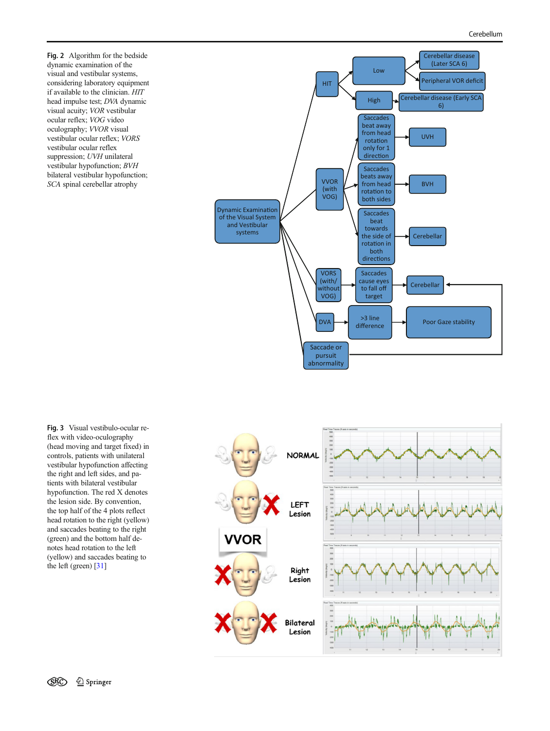**Fig. 2** Algorithm for the bedside dynamic examination of the visual and vestibular systems, considering laboratory equipment if available to the clinician. *HIT* head impulse test; *DVA* dynamic visual acuity; *VOR* vestibular ocular reflex; *VOG* video oculography; *VVOR* visual vestibular ocular reflex; *VORS* vestibular ocular reflex suppression; *UVH* unilateral vestibular hypofunction; *BVH* bilateral vestibular hypofunction; *SCA* spinal cerebellar atrophy

**Fig. 3** Visual vestibulo-ocular reflex with video-oculography (head moving and target fixed) in controls, patients with unilateral vestibular hypofunction affecting the right and left sides, and patients with bilateral vestibular hypofunction. The red X denotes the lesion side. By convention, the top half of the 4 plots reflect head rotation to the right (yellow) and saccades beating to the right (green) and the bottom half denotes head rotation to the left (yellow) and saccades beating to the left (green) [31]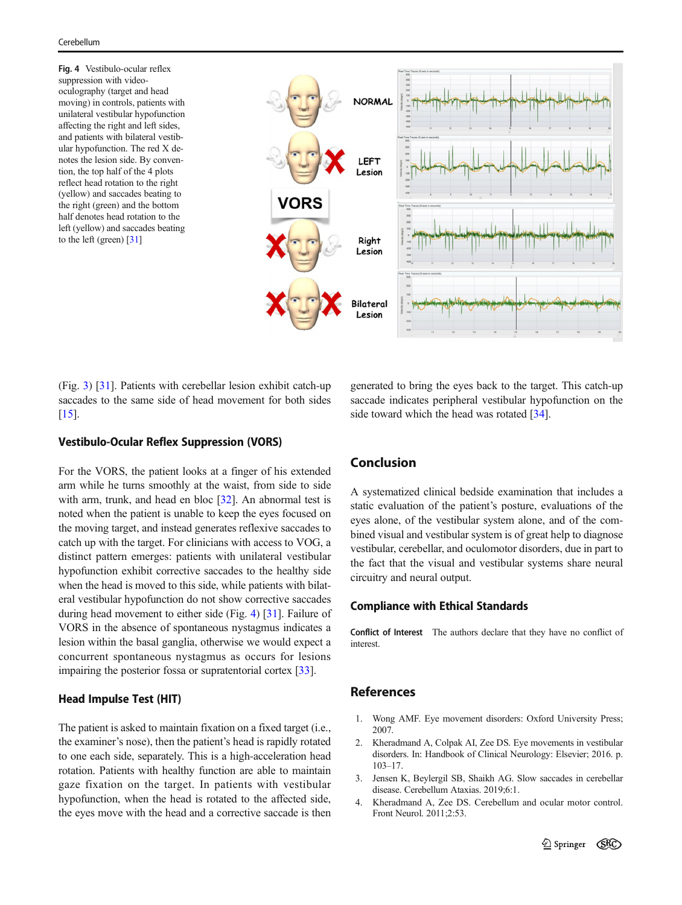**Fig. 4** Vestibulo-ocular reflex suppression with video-oculography (target and head moving) in controls, patients with unilateral vestibular hypofunction affecting the right and left sides, and patients with bilateral vestibular hypofunction. The red X denotes the lesion side. By convention, the top half of the 4 plots reflect head rotation to the right (yellow) and saccades beating to the right (green) and the bottom half denotes head rotation to the left (yellow) and saccades beating to the left (green) [31]

(Fig. 3) [31]. Patients with cerebellar lesion exhibit catch-up saccades to the same side of head movement for both sides [15].

### Vestibulo-Ocular Reflex Suppression (VORS)

For the VORS, the patient looks at a finger of his extended arm while he turns smoothly at the waist, from side to side with arm, trunk, and head en bloc [32]. An abnormal test is noted when the patient is unable to keep the eyes focused on the moving target, and instead generates reflexive saccades to catch up with the target. For clinicians with access to VOG, a distinct pattern emerges: patients with unilateral vestibular hypofunction exhibit corrective saccades to the healthy side when the head is moved to this side, while patients with bilateral vestibular hypofunction do not show corrective saccades during head movement to either side (Fig. 4) [31]. Failure of VORS in the absence of spontaneous nystagmus indicates a lesion within the basal ganglia, otherwise we would expect a concurrent spontaneous nystagmus as occurs for lesions impairing the posterior fossa or supratentorial cortex [33].

### Head Impulse Test (HIT)

The patient is asked to maintain fixation on a fixed target (i.e., the examiner's nose), then the patient's head is rapidly rotated to one each side, separately. This is a high-acceleration head rotation. Patients with healthy function are able to maintain gaze fixation on the target. In patients with vestibular hypofunction, when the head is rotated to the affected side, the eyes move with the head and a corrective saccade is then generated to bring the eyes back to the target. This catch-up saccade indicates peripheral vestibular hypofunction on the side toward which the head was rotated [34].

## Conclusion

A systematized clinical bedside examination that includes a static evaluation of the patient's posture, evaluations of the eyes alone, of the vestibular system alone, and of the combined visual and vestibular system is of great help to diagnose vestibular, cerebellar, and oculomotor disorders, due in part to the fact that the visual and vestibular systems share neural circuitry and neural output.

### Compliance with Ethical Standards

**Conflict of Interest** The authors declare that they have no conflict of interest.

## References

1. Wong AMF. Eye movement disorders: Oxford University Press; 2007.
2. Kheradmand A, Colpak AI, Zee DS. Eye movements in vestibular disorders. In: Handbook of Clinical Neurology: Elsevier; 2016. p. 103–17.
3. Jensen K, Beylergil SB, Shaikh AG. Slow saccades in cerebellar disease. Cerebellum Ataxias. 2019;6:1.
4. Kheradmand A, Zee DS. Cerebellum and ocular motor control. Front Neurol. 2011;2:53.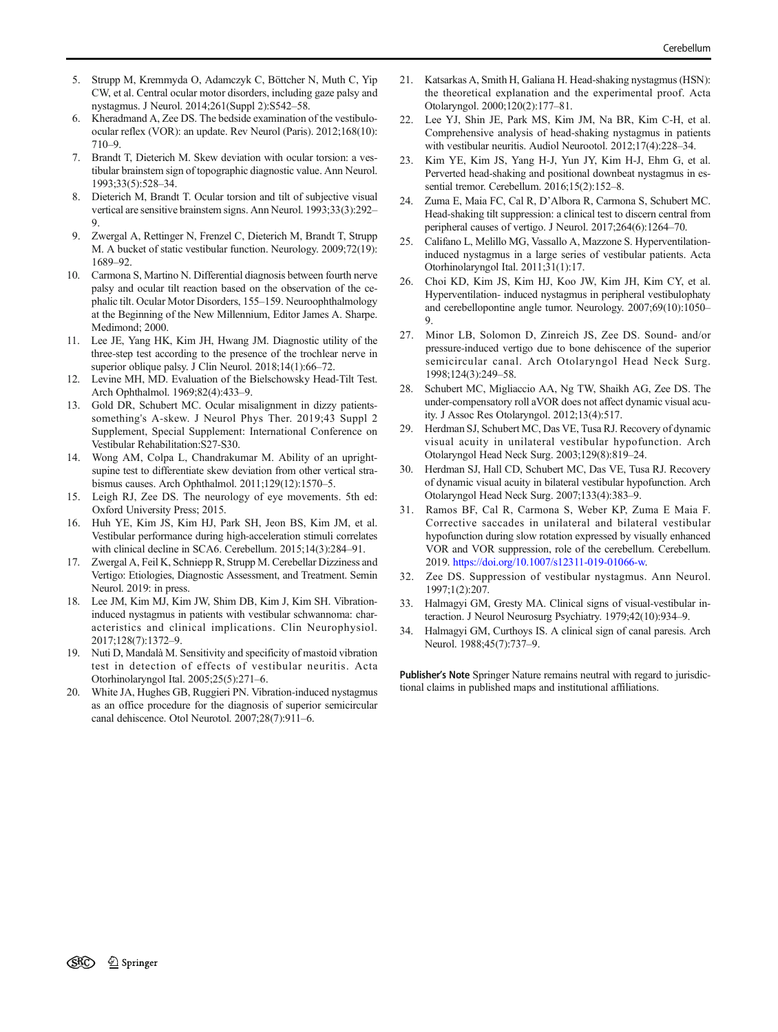5. Strupp M, Kremmyda O, Adamczyk C, Böttcher N, Muth C, Yip CW, et al. Central ocular motor disorders, including gaze palsy and nystagmus. J Neurol. 2014;261(Suppl 2):S542–58.
6. Kheradmand A, Zee DS. The bedside examination of the vestibulo-ocular reflex (VOR): an update. Rev Neurol (Paris). 2012;168(10): 710–9.
7. Brandt T, Dieterich M. Skew deviation with ocular torsion: a vestibular brainstem sign of topographic diagnostic value. Ann Neurol. 1993;33(5):528–34.
8. Dieterich M, Brandt T. Ocular torsion and tilt of subjective visual vertical are sensitive brainstem signs. Ann Neurol. 1993;33(3):292–9.
9. Zwergal A, Rettinger N, Frenzel C, Dieterich M, Brandt T, Strupp M. A bucket of static vestibular function. Neurology. 2009;72(19): 1689–92.
10. Carmona S, Martino N. Differential diagnosis between fourth nerve palsy and ocular tilt reaction based on the observation of the cephalic tilt. Ocular Motor Disorders, 155–159. Neuroophthalmology at the Beginning of the New Millennium, Editor James A. Sharpe. Medimond; 2000.
11. Lee JE, Yang HK, Kim JH, Hwang JM. Diagnostic utility of the three-step test according to the presence of the trochlear nerve in superior oblique palsy. J Clin Neurol. 2018;14(1):66–72.
12. Levine MH, MD. Evaluation of the Bielschowsky Head-Tilt Test. Arch Ophthalmol. 1969;82(4):433–9.
13. Gold DR, Schubert MC. Ocular misalignment in dizzy patients-something's A-skew. J Neurol Phys Ther. 2019;43 Suppl 2 Supplement, Special Supplement: International Conference on Vestibular Rehabilitation:S27-S30.
14. Wong AM, Colpa L, Chandrakumar M. Ability of an upright-supine test to differentiate skew deviation from other vertical strabismus causes. Arch Ophthalmol. 2011;129(12):1570–5.
15. Leigh RJ, Zee DS. The neurology of eye movements. 5th ed: Oxford University Press; 2015.
16. Huh YE, Kim JS, Kim HJ, Park SH, Jeon BS, Kim JM, et al. Vestibular performance during high-acceleration stimuli correlates with clinical decline in SCA6. Cerebellum. 2015;14(3):284–91.
17. Zwergal A, Feil K, Schniepp R, Strupp M. Cerebellar Dizziness and Vertigo: Etiologies, Diagnostic Assessment, and Treatment. Semin Neurol. 2019: in press.
18. Lee JM, Kim MJ, Kim JW, Shim DB, Kim J, Kim SH. Vibration-induced nystagmus in patients with vestibular schwannoma: characteristics and clinical implications. Clin Neurophysiol. 2017;128(7):1372–9.
19. Nuti D, Mandalà M. Sensitivity and specificity of mastoid vibration test in detection of effects of vestibular neuritis. Acta Otorhinolaryngol Ital. 2005;25(5):271–6.
20. White JA, Hughes GB, Ruggieri PN. Vibration-induced nystagmus as an office procedure for the diagnosis of superior semicircular canal dehiscence. Otol Neurotol. 2007;28(7):911–6.
21. Katsarkas A, Smith H, Galiana H. Head-shaking nystagmus (HSN): the theoretical explanation and the experimental proof. Acta Otolaryngol. 2000;120(2):177–81.
22. Lee YJ, Shin JE, Park MS, Kim JM, Na BR, Kim C-H, et al. Comprehensive analysis of head-shaking nystagmus in patients with vestibular neuritis. Audiol Neurootol. 2012;17(4):228–34.
23. Kim YE, Kim JS, Yang H-J, Yun JY, Kim H-J, Ehm G, et al. Perverted head-shaking and positional downbeat nystagmus in essential tremor. Cerebellum. 2016;15(2):152–8.
24. Zuma E, Maia FC, Cal R, D'Albora R, Carmona S, Schubert MC. Head-shaking tilt suppression: a clinical test to discern central from peripheral causes of vertigo. J Neurol. 2017;264(6):1264–70.
25. Califano L, Melillo MG, Vassallo A, Mazzone S. Hyperventilation-induced nystagmus in a large series of vestibular patients. Acta Otorhinolaryngol Ital. 2011;31(1):17.
26. Choi KD, Kim JS, Kim HJ, Koo JW, Kim JH, Kim CY, et al. Hyperventilation- induced nystagmus in peripheral vestibulophaty and cerebellopontine angle tumor. Neurology. 2007;69(10):1050–9.
27. Minor LB, Solomon D, Zinreich JS, Zee DS. Sound- and/or pressure-induced vertigo due to bone dehiscence of the superior semicircular canal. Arch Otolaryngol Head Neck Surg. 1998;124(3):249–58.
28. Schubert MC, Migliaccio AA, Ng TW, Shaikh AG, Zee DS. The under-compensatory roll aVOR does not affect dynamic visual acuity. J Assoc Res Otolaryngol. 2012;13(4):517.
29. Herdman SJ, Schubert MC, Das VE, Tusa RJ. Recovery of dynamic visual acuity in unilateral vestibular hypofunction. Arch Otolaryngol Head Neck Surg. 2003;129(8):819–24.
30. Herdman SJ, Hall CD, Schubert MC, Das VE, Tusa RJ. Recovery of dynamic visual acuity in bilateral vestibular hypofunction. Arch Otolaryngol Head Neck Surg. 2007;133(4):383–9.
31. Ramos BF, Cal R, Carmona S, Weber KP, Zuma E Maia F. Corrective saccades in unilateral and bilateral vestibular hypofunction during slow rotation expressed by visually enhanced VOR and VOR suppression, role of the cerebellum. Cerebellum. 2019. https://doi.org/10.1007/s12311-019-01066-w.
32. Zee DS. Suppression of vestibular nystagmus. Ann Neurol. 1997;1(2):207.
33. Halmagyi GM, Gresty MA. Clinical signs of visual-vestibular interaction. J Neurol Neurosurg Psychiatry. 1979;42(10):934–9.
34. Halmagyi GM, Curthoys IS. A clinical sign of canal paresis. Arch Neurol. 1988;45(7):737–9.

**Publisher's Note** Springer Nature remains neutral with regard to jurisdictional claims in published maps and institutional affiliations.